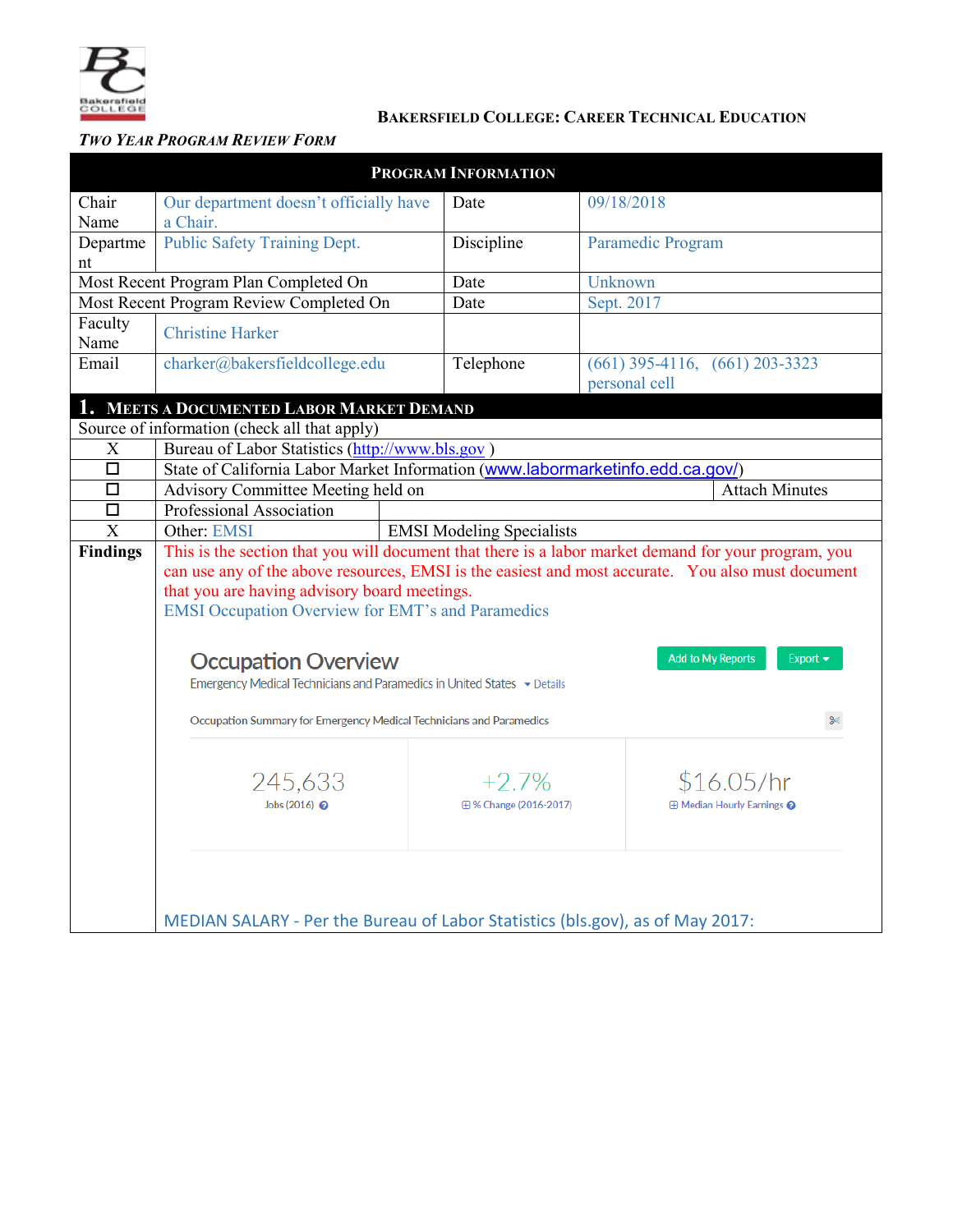**Bakersfield College: Career Technical Education**

***Two Year Program Review Form***

| **Program Information** | | | |
|---|---|---|---|
| Chair Name | Our department doesn't officially have a Chair. | Date | 09/18/2018 |
| Department | Public Safety Training Dept. | Discipline | Paramedic Program |
| Most Recent Program Plan Completed On | | Date | Unknown |
| Most Recent Program Review Completed On | | Date | Sept. 2017 |
| Faculty Name | Christine Harker | | |
| Email | charker@bakersfieldcollege.edu | Telephone | (661) 395-4116, (661) 203-3323 personal cell |

## 1. Meets a Documented Labor Market Demand

Source of information (check all that apply)

| | | |
|---|---|---|
| X | Bureau of Labor Statistics (http://www.bls.gov ) | |
| ☐ | State of California Labor Market Information (www.labormarketinfo.edd.ca.gov/) | |
| ☐ | Advisory Committee Meeting held on | Attach Minutes |
| ☐ | Professional Association | |
| X | Other: EMSI | EMSI Modeling Specialists |

**Findings**

This is the section that you will document that there is a labor market demand for your program, you can use any of the above resources, EMSI is the easiest and most accurate. You also must document that you are having advisory board meetings.

EMSI Occupation Overview for EMT's and Paramedics

**Occupation Overview**

Emergency Medical Technicians and Paramedics in United States

Occupation Summary for Emergency Medical Technicians and Paramedics

| 245,633 | +2.7% | $16.05/hr |
|---|---|---|
| Jobs (2016) | % Change (2016-2017) | Median Hourly Earnings |

MEDIAN SALARY - Per the Bureau of Labor Statistics (bls.gov), as of May 2017: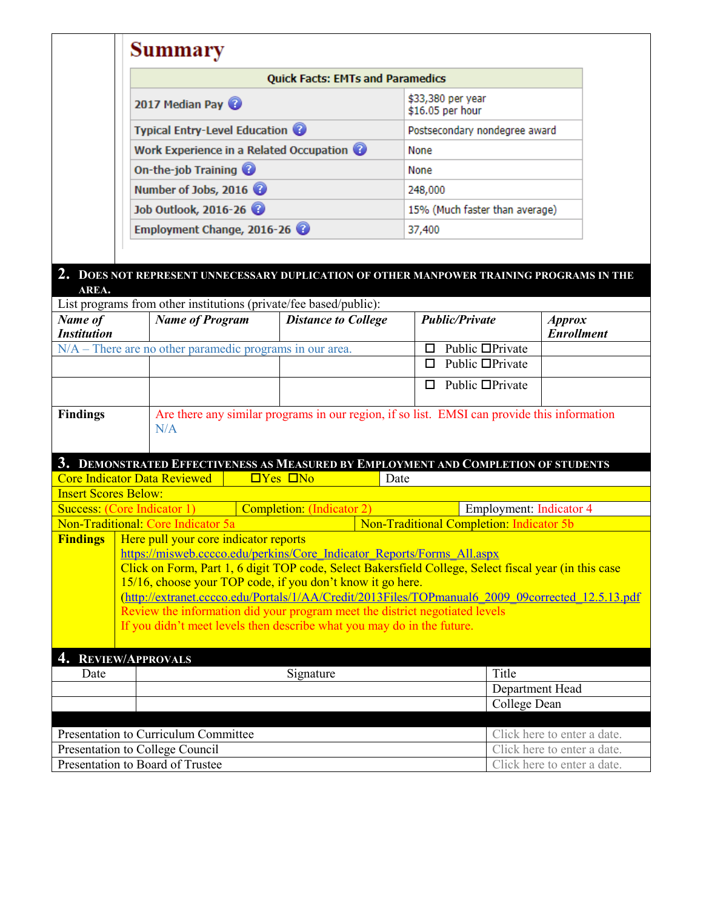## Summary

| Quick Facts: EMTs and Paramedics | |
|---|---|
| 2017 Median Pay | $33,380 per year<br>$16.05 per hour |
| Typical Entry-Level Education | Postsecondary nondegree award |
| Work Experience in a Related Occupation | None |
| On-the-job Training | None |
| Number of Jobs, 2016 | 248,000 |
| Job Outlook, 2016-26 | 15% (Much faster than average) |
| Employment Change, 2016-26 | 37,400 |

## 2. Does not represent unnecessary duplication of other manpower training programs in the area.

List programs from other institutions (private/fee based/public):

| *Name of Institution* | *Name of Program* | *Distance to College* | *Public/Private* | *Approx Enrollment* |
|---|---|---|---|---|
| N/A – There are no other paramedic programs in our area. | | | ☐ Public ☐Private | |
| | | | ☐ Public ☐Private | |
| | | | ☐ Public ☐Private | |

| **Findings** | Are there any similar programs in our region, if so list. EMSI can provide this information<br>N/A |
|---|---|

## 3. Demonstrated Effectiveness as Measured by Employment and Completion of Students

| Core Indicator Data Reviewed | ☐Yes ☐No | Date |
|---|---|---|

Insert Scores Below:

| Success: (Core Indicator 1) | Completion: (Indicator 2) | Employment: Indicator 4 |
|---|---|---|
| Non-Traditional: Core Indicator 5a | Non-Traditional Completion: Indicator 5b | |

**Findings**

Here pull your core indicator reports
https://misweb.cccco.edu/perkins/Core_Indicator_Reports/Forms_All.aspx
Click on Form, Part 1, 6 digit TOP code, Select Bakersfield College, Select fiscal year (in this case 15/16, choose your TOP code, if you don't know it go here.
(http://extranet.cccco.edu/Portals/1/AA/Credit/2013Files/TOPmanual6_2009_09corrected_12.5.13.pdf
Review the information did your program meet the district negotiated levels
If you didn't meet levels then describe what you may do in the future.

## 4. Review/Approvals

| Date | Signature | Title |
|---|---|---|
| | | Department Head |
| | | College Dean |

| | |
|---|---|
| Presentation to Curriculum Committee | Click here to enter a date. |
| Presentation to College Council | Click here to enter a date. |
| Presentation to Board of Trustee | Click here to enter a date. |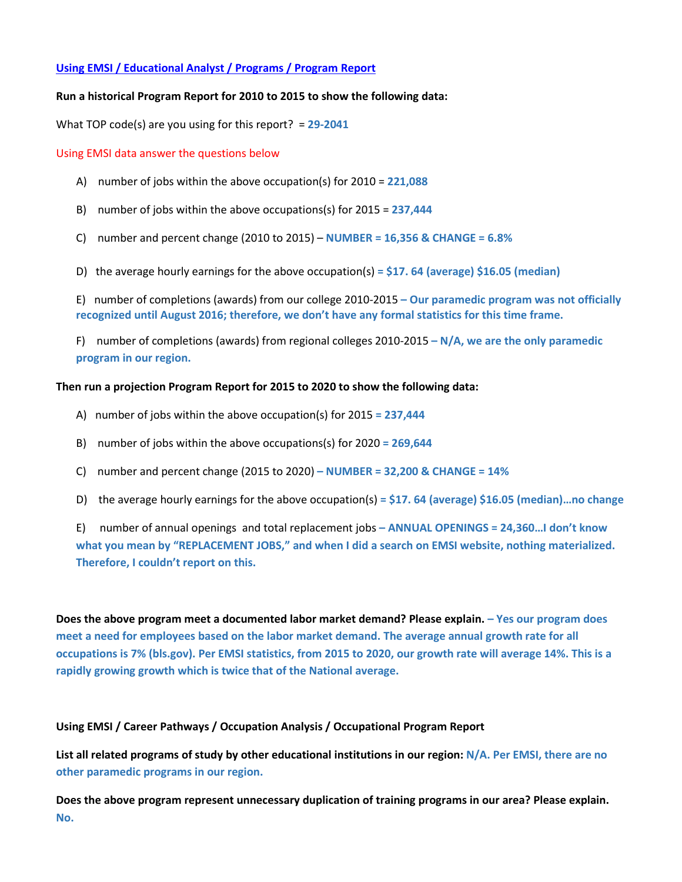**Using EMSI / Educational Analyst / Programs / Program Report**

**Run a historical Program Report for 2010 to 2015 to show the following data:**

What TOP code(s) are you using for this report? = **29-2041**

Using EMSI data answer the questions below

A) number of jobs within the above occupation(s) for 2010 = **221,088**

B) number of jobs within the above occupations(s) for 2015 = **237,444**

C) number and percent change (2010 to 2015) – **NUMBER = 16,356 & CHANGE = 6.8%**

D) the average hourly earnings for the above occupation(s) **= $17. 64 (average) $16.05 (median)**

E) number of completions (awards) from our college 2010-2015 **– Our paramedic program was not officially recognized until August 2016; therefore, we don't have any formal statistics for this time frame.**

F) number of completions (awards) from regional colleges 2010-2015 **– N/A, we are the only paramedic program in our region.**

**Then run a projection Program Report for 2015 to 2020 to show the following data:**

A) number of jobs within the above occupation(s) for 2015 **= 237,444**

B) number of jobs within the above occupations(s) for 2020 **= 269,644**

C) number and percent change (2015 to 2020) **– NUMBER = 32,200 & CHANGE = 14%**

D) the average hourly earnings for the above occupation(s) **= $17. 64 (average) $16.05 (median)…no change**

E) number of annual openings and total replacement jobs **– ANNUAL OPENINGS = 24,360…I don't know what you mean by "REPLACEMENT JOBS," and when I did a search on EMSI website, nothing materialized. Therefore, I couldn't report on this.**

**Does the above program meet a documented labor market demand? Please explain. – Yes our program does meet a need for employees based on the labor market demand. The average annual growth rate for all occupations is 7% (bls.gov). Per EMSI statistics, from 2015 to 2020, our growth rate will average 14%. This is a rapidly growing growth which is twice that of the National average.**

**Using EMSI / Career Pathways / Occupation Analysis / Occupational Program Report**

**List all related programs of study by other educational institutions in our region: N/A. Per EMSI, there are no other paramedic programs in our region.**

**Does the above program represent unnecessary duplication of training programs in our area? Please explain. No.**